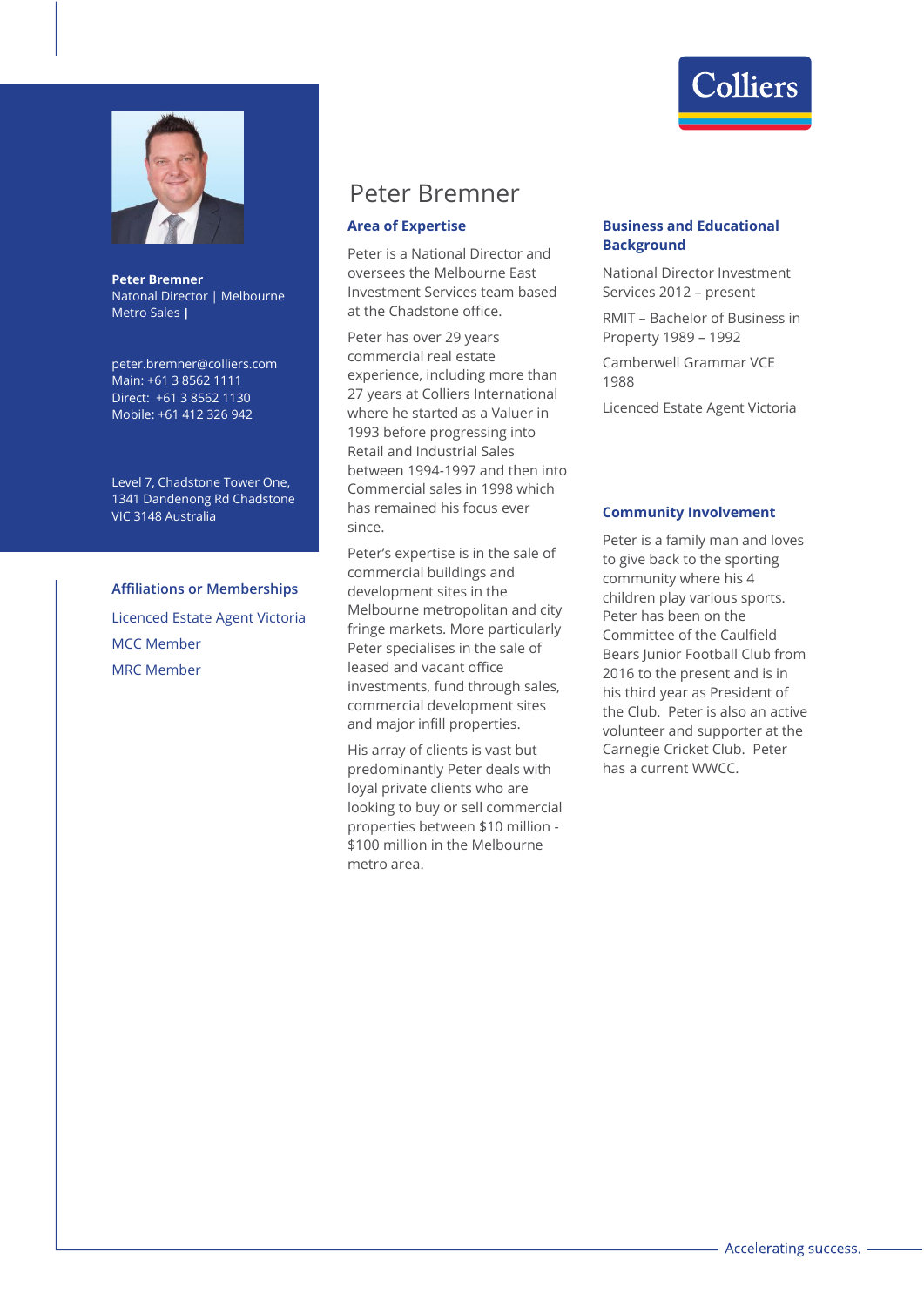# Peter Bremner

**Peter Bremner**
Natonal Director | Melbourne Metro Sales |

peter.bremner@colliers.com
Main: +61 3 8562 1111
Direct: +61 3 8562 1130
Mobile: +61 412 326 942

Level 7, Chadstone Tower One,
1341 Dandenong Rd Chadstone
VIC 3148 Australia

## Affiliations or Memberships

Licenced Estate Agent Victoria

MCC Member

MRC Member

## Area of Expertise

Peter is a National Director and oversees the Melbourne East Investment Services team based at the Chadstone office.

Peter has over 29 years commercial real estate experience, including more than 27 years at Colliers International where he started as a Valuer in 1993 before progressing into Retail and Industrial Sales between 1994-1997 and then into Commercial sales in 1998 which has remained his focus ever since.

Peter's expertise is in the sale of commercial buildings and development sites in the Melbourne metropolitan and city fringe markets. More particularly Peter specialises in the sale of leased and vacant office investments, fund through sales, commercial development sites and major infill properties.

His array of clients is vast but predominantly Peter deals with loyal private clients who are looking to buy or sell commercial properties between $10 million - $100 million in the Melbourne metro area.

## Business and Educational Background

National Director Investment Services 2012 – present

RMIT – Bachelor of Business in Property 1989 – 1992

Camberwell Grammar VCE 1988

Licenced Estate Agent Victoria

## Community Involvement

Peter is a family man and loves to give back to the sporting community where his 4 children play various sports. Peter has been on the Committee of the Caulfield Bears Junior Football Club from 2016 to the present and is in his third year as President of the Club. Peter is also an active volunteer and supporter at the Carnegie Cricket Club. Peter has a current WWCC.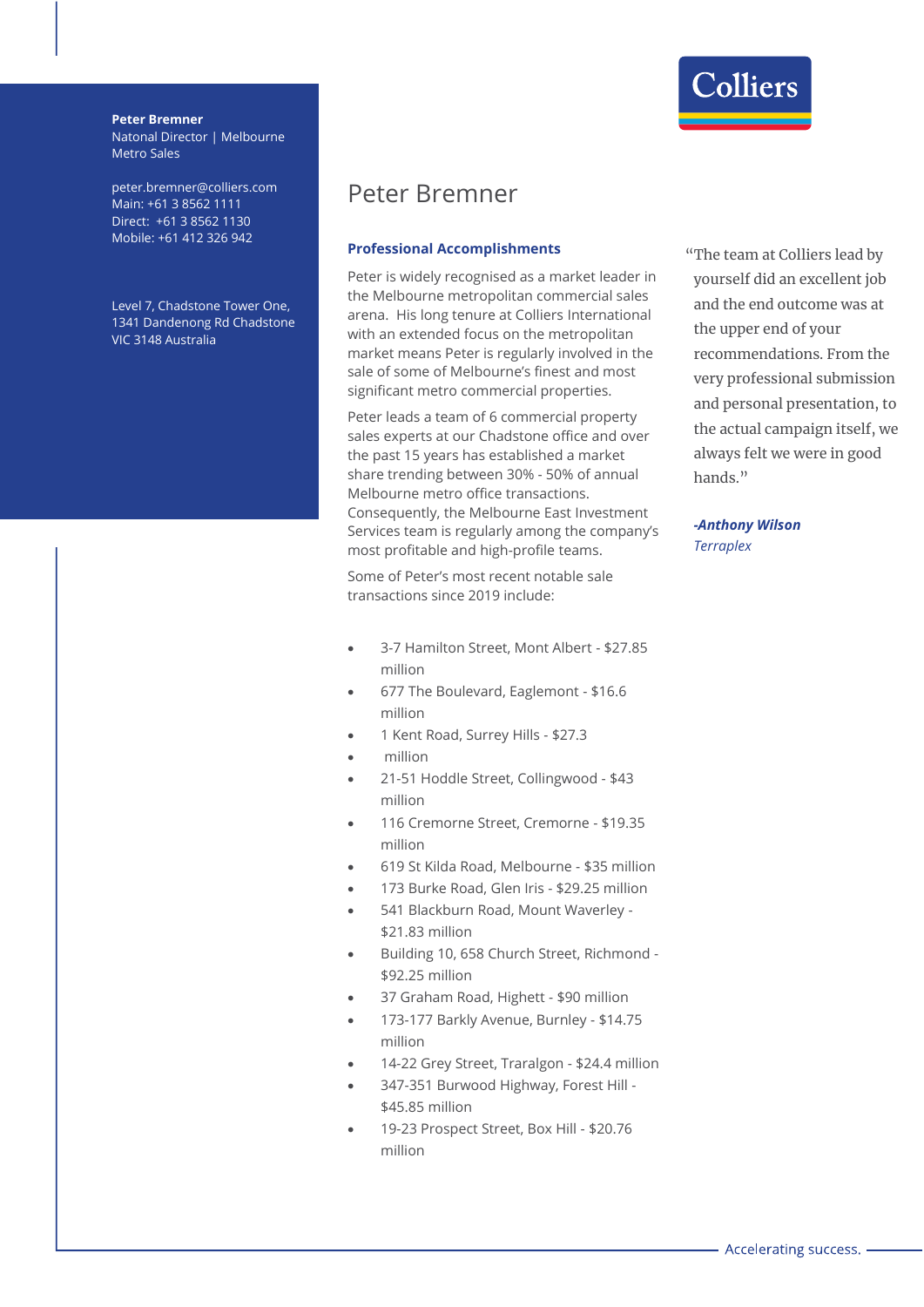**Peter Bremner**
Natonal Director | Melbourne Metro Sales

peter.bremner@colliers.com
Main: +61 3 8562 1111
Direct: +61 3 8562 1130
Mobile: +61 412 326 942

Level 7, Chadstone Tower One, 1341 Dandenong Rd Chadstone VIC 3148 Australia

Colliers

# Peter Bremner

## Professional Accomplishments

Peter is widely recognised as a market leader in the Melbourne metropolitan commercial sales arena. His long tenure at Colliers International with an extended focus on the metropolitan market means Peter is regularly involved in the sale of some of Melbourne's finest and most significant metro commercial properties.

Peter leads a team of 6 commercial property sales experts at our Chadstone office and over the past 15 years has established a market share trending between 30% - 50% of annual Melbourne metro office transactions. Consequently, the Melbourne East Investment Services team is regularly among the company's most profitable and high-profile teams.

Some of Peter's most recent notable sale transactions since 2019 include:

- 3-7 Hamilton Street, Mont Albert - $27.85 million
- 677 The Boulevard, Eaglemont - $16.6 million
- 1 Kent Road, Surrey Hills - $27.3
- million
- 21-51 Hoddle Street, Collingwood - $43 million
- 116 Cremorne Street, Cremorne - $19.35 million
- 619 St Kilda Road, Melbourne - $35 million
- 173 Burke Road, Glen Iris - $29.25 million
- 541 Blackburn Road, Mount Waverley - $21.83 million
- Building 10, 658 Church Street, Richmond - $92.25 million
- 37 Graham Road, Highett - $90 million
- 173-177 Barkly Avenue, Burnley - $14.75 million
- 14-22 Grey Street, Traralgon - $24.4 million
- 347-351 Burwood Highway, Forest Hill - $45.85 million
- 19-23 Prospect Street, Box Hill - $20.76 million

"The team at Colliers lead by yourself did an excellent job and the end outcome was at the upper end of your recommendations. From the very professional submission and personal presentation, to the actual campaign itself, we always felt we were in good hands."

***-Anthony Wilson***
*Terraplex*

Accelerating success.